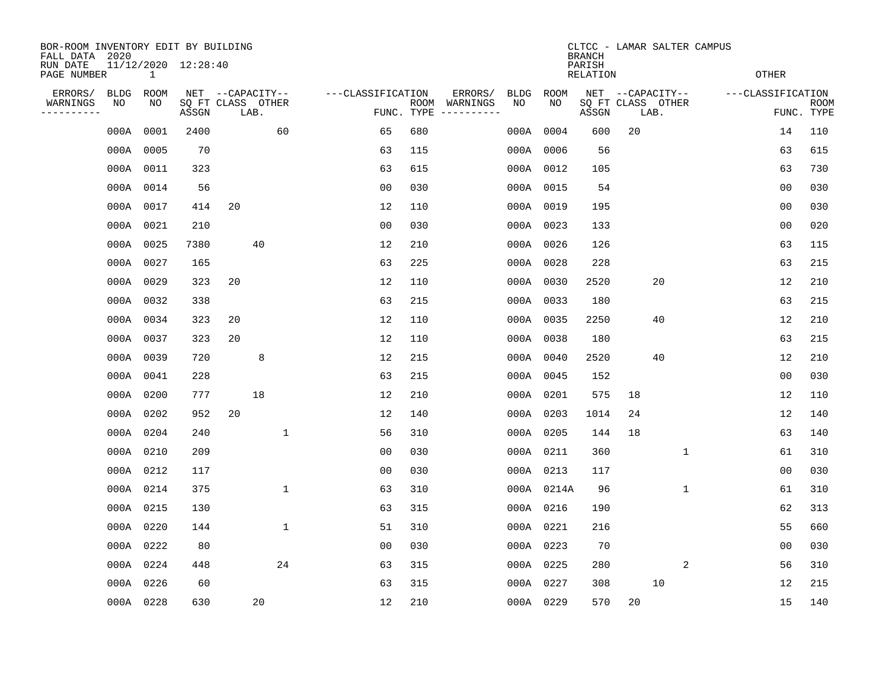BOR-ROOM INVENTORY EDIT BY BUILDING
FALL DATA 2020
RUN DATE 11/12/2020 12:28:40
PAGE NUMBER 1

CLTCC - LAMAR SALTER CAMPUS
BRANCH
PARISH
RELATION
OTHER

| ERRORS/ WARNINGS | BLDG NO | ROOM NO | NET SQ FT ASSGN | CAPACITY CLASS | CAPACITY LAB. | CAPACITY OTHER | CLASSIFICATION FUNC. | ROOM TYPE | ERRORS/ WARNINGS | BLDG NO | ROOM NO | NET SQ FT ASSGN | CAPACITY CLASS | CAPACITY LAB. | CAPACITY OTHER | CLASSIFICATION FUNC. | ROOM TYPE |
|---|---|---|---|---|---|---|---|---|---|---|---|---|---|---|---|---|---|
| | 000A | 0001 | 2400 | | | 60 | 65 | 680 | | 000A | 0004 | 600 | 20 | | | 14 | 110 |
| | 000A | 0005 | 70 | | | | 63 | 115 | | 000A | 0006 | 56 | | | | 63 | 615 |
| | 000A | 0011 | 323 | | | | 63 | 615 | | 000A | 0012 | 105 | | | | 63 | 730 |
| | 000A | 0014 | 56 | | | | 00 | 030 | | 000A | 0015 | 54 | | | | 00 | 030 |
| | 000A | 0017 | 414 | 20 | | | 12 | 110 | | 000A | 0019 | 195 | | | | 00 | 030 |
| | 000A | 0021 | 210 | | | | 00 | 030 | | 000A | 0023 | 133 | | | | 00 | 020 |
| | 000A | 0025 | 7380 | | 40 | | 12 | 210 | | 000A | 0026 | 126 | | | | 63 | 115 |
| | 000A | 0027 | 165 | | | | 63 | 225 | | 000A | 0028 | 228 | | | | 63 | 215 |
| | 000A | 0029 | 323 | 20 | | | 12 | 110 | | 000A | 0030 | 2520 | | 20 | | 12 | 210 |
| | 000A | 0032 | 338 | | | | 63 | 215 | | 000A | 0033 | 180 | | | | 63 | 215 |
| | 000A | 0034 | 323 | 20 | | | 12 | 110 | | 000A | 0035 | 2250 | | 40 | | 12 | 210 |
| | 000A | 0037 | 323 | 20 | | | 12 | 110 | | 000A | 0038 | 180 | | | | 63 | 215 |
| | 000A | 0039 | 720 | | 8 | | 12 | 215 | | 000A | 0040 | 2520 | | 40 | | 12 | 210 |
| | 000A | 0041 | 228 | | | | 63 | 215 | | 000A | 0045 | 152 | | | | 00 | 030 |
| | 000A | 0200 | 777 | | 18 | | 12 | 210 | | 000A | 0201 | 575 | 18 | | | 12 | 110 |
| | 000A | 0202 | 952 | 20 | | | 12 | 140 | | 000A | 0203 | 1014 | 24 | | | 12 | 140 |
| | 000A | 0204 | 240 | | | 1 | 56 | 310 | | 000A | 0205 | 144 | 18 | | | 63 | 140 |
| | 000A | 0210 | 209 | | | | 00 | 030 | | 000A | 0211 | 360 | | | 1 | 61 | 310 |
| | 000A | 0212 | 117 | | | | 00 | 030 | | 000A | 0213 | 117 | | | | 00 | 030 |
| | 000A | 0214 | 375 | | | 1 | 63 | 310 | | 000A | 0214A | 96 | | | 1 | 61 | 310 |
| | 000A | 0215 | 130 | | | | 63 | 315 | | 000A | 0216 | 190 | | | | 62 | 313 |
| | 000A | 0220 | 144 | | | 1 | 51 | 310 | | 000A | 0221 | 216 | | | | 55 | 660 |
| | 000A | 0222 | 80 | | | | 00 | 030 | | 000A | 0223 | 70 | | | | 00 | 030 |
| | 000A | 0224 | 448 | | | 24 | 63 | 315 | | 000A | 0225 | 280 | | | 2 | 56 | 310 |
| | 000A | 0226 | 60 | | | | 63 | 315 | | 000A | 0227 | 308 | | 10 | | 12 | 215 |
| | 000A | 0228 | 630 | | 20 | | 12 | 210 | | 000A | 0229 | 570 | 20 | | | 15 | 140 |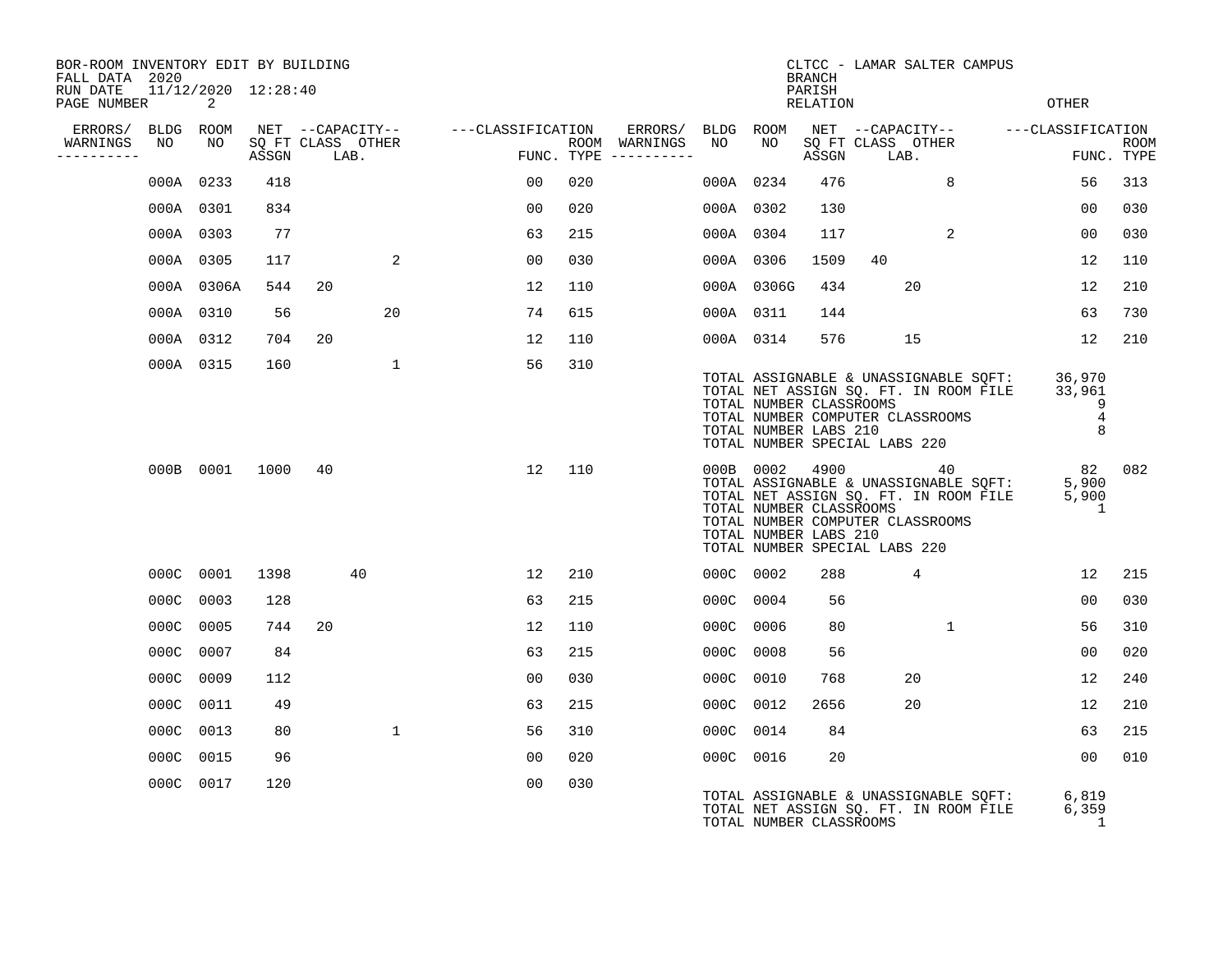BOR-ROOM INVENTORY EDIT BY BUILDING
FALL DATA 2020
RUN DATE 11/12/2020 12:28:40

CLTCC - LAMAR SALTER CAMPUS
BRANCH
PARISH
RELATION
OTHER

| ERRORS/ WARNINGS | BLDG NO | ROOM NO | NET SQ FT ASSGN | CAPACITY CLASS | CAPACITY LAB. | CAPACITY OTHER | CLASSIFICATION FUNC. | ROOM TYPE | ERRORS/ WARNINGS | BLDG NO | ROOM NO | NET SQ FT ASSGN | CAPACITY CLASS | CAPACITY LAB. | CAPACITY OTHER | CLASSIFICATION FUNC. | ROOM TYPE |
|---|---|---|---|---|---|---|---|---|---|---|---|---|---|---|---|---|---|
| | 000A | 0233 | 418 | | | | 00 | 020 | | 000A | 0234 | 476 | | | 8 | 56 | 313 |
| | 000A | 0301 | 834 | | | | 00 | 020 | | 000A | 0302 | 130 | | | | 00 | 030 |
| | 000A | 0303 | 77 | | | | 63 | 215 | | 000A | 0304 | 117 | | | 2 | 00 | 030 |
| | 000A | 0305 | 117 | | | 2 | 00 | 030 | | 000A | 0306 | 1509 | 40 | | | 12 | 110 |
| | 000A | 0306A | 544 | 20 | | | 12 | 110 | | 000A | 0306G | 434 | | 20 | | 12 | 210 |
| | 000A | 0310 | 56 | | | 20 | 74 | 615 | | 000A | 0311 | 144 | | | | 63 | 730 |
| | 000A | 0312 | 704 | 20 | | | 12 | 110 | | 000A | 0314 | 576 | | 15 | | 12 | 210 |
| | 000A | 0315 | 160 | | | 1 | 56 | 310 | | | | | | | | | |

TOTAL ASSIGNABLE & UNASSIGNABLE SQFT: 36,970
TOTAL NET ASSIGN SQ. FT. IN ROOM FILE 33,961
TOTAL NUMBER CLASSROOMS 9
TOTAL NUMBER COMPUTER CLASSROOMS 4
TOTAL NUMBER LABS 210 8
TOTAL NUMBER SPECIAL LABS 220

| ERRORS/ WARNINGS | BLDG NO | ROOM NO | NET SQ FT ASSGN | CAPACITY CLASS | CAPACITY LAB. | CAPACITY OTHER | CLASSIFICATION FUNC. | ROOM TYPE | ERRORS/ WARNINGS | BLDG NO | ROOM NO | NET SQ FT ASSGN | CAPACITY CLASS | CAPACITY LAB. | CAPACITY OTHER | CLASSIFICATION FUNC. | ROOM TYPE |
|---|---|---|---|---|---|---|---|---|---|---|---|---|---|---|---|---|---|
| | 000B | 0001 | 1000 | 40 | | | 12 | 110 | | 000B | 0002 | 4900 | | | 40 | 82 | 082 |

TOTAL ASSIGNABLE & UNASSIGNABLE SQFT: 5,900
TOTAL NET ASSIGN SQ. FT. IN ROOM FILE 5,900
TOTAL NUMBER CLASSROOMS 1
TOTAL NUMBER COMPUTER CLASSROOMS
TOTAL NUMBER LABS 210
TOTAL NUMBER SPECIAL LABS 220

| ERRORS/ WARNINGS | BLDG NO | ROOM NO | NET SQ FT ASSGN | CAPACITY CLASS | CAPACITY LAB. | CAPACITY OTHER | CLASSIFICATION FUNC. | ROOM TYPE | ERRORS/ WARNINGS | BLDG NO | ROOM NO | NET SQ FT ASSGN | CAPACITY CLASS | CAPACITY LAB. | CAPACITY OTHER | CLASSIFICATION FUNC. | ROOM TYPE |
|---|---|---|---|---|---|---|---|---|---|---|---|---|---|---|---|---|---|
| | 000C | 0001 | 1398 | | 40 | | 12 | 210 | | 000C | 0002 | 288 | | 4 | | 12 | 215 |
| | 000C | 0003 | 128 | | | | 63 | 215 | | 000C | 0004 | 56 | | | | 00 | 030 |
| | 000C | 0005 | 744 | 20 | | | 12 | 110 | | 000C | 0006 | 80 | | | 1 | 56 | 310 |
| | 000C | 0007 | 84 | | | | 63 | 215 | | 000C | 0008 | 56 | | | | 00 | 020 |
| | 000C | 0009 | 112 | | | | 00 | 030 | | 000C | 0010 | 768 | | 20 | | 12 | 240 |
| | 000C | 0011 | 49 | | | | 63 | 215 | | 000C | 0012 | 2656 | | 20 | | 12 | 210 |
| | 000C | 0013 | 80 | | | 1 | 56 | 310 | | 000C | 0014 | 84 | | | | 63 | 215 |
| | 000C | 0015 | 96 | | | | 00 | 020 | | 000C | 0016 | 20 | | | | 00 | 010 |
| | 000C | 0017 | 120 | | | | 00 | 030 | | | | | | | | | |

TOTAL ASSIGNABLE & UNASSIGNABLE SQFT: 6,819
TOTAL NET ASSIGN SQ. FT. IN ROOM FILE 6,359
TOTAL NUMBER CLASSROOMS 1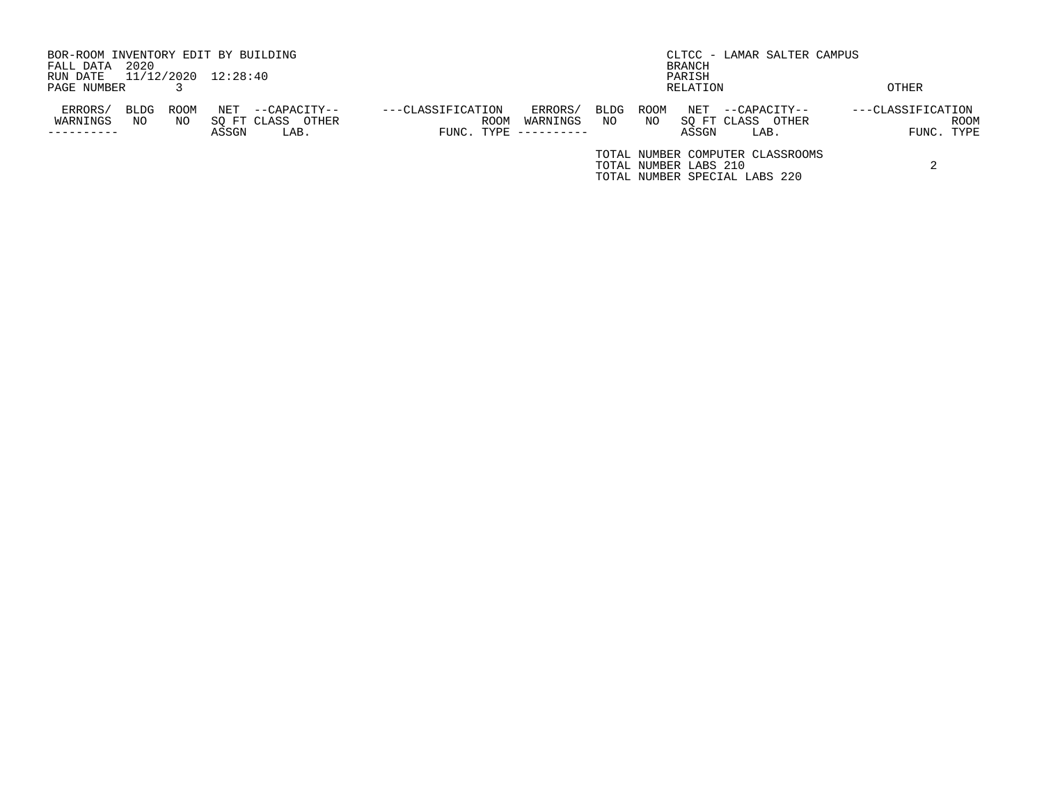BOR-ROOM INVENTORY EDIT BY BUILDING
FALL DATA 2020
RUN DATE 11/12/2020 12:28:40
PAGE NUMBER 3

CLTCC - LAMAR SALTER CAMPUS
BRANCH
PARISH
RELATION
OTHER

| ERRORS/ WARNINGS | BLDG NO | ROOM NO | NET SQ FT ASSGN | --CAPACITY-- CLASS | LAB. | OTHER | ---CLASSIFICATION FUNC. | ROOM TYPE | ERRORS/ WARNINGS | BLDG NO | ROOM NO | NET SQ FT ASSGN | --CAPACITY-- CLASS | LAB. | OTHER | ---CLASSIFICATION FUNC. | ROOM TYPE |
|---|---|---|---|---|---|---|---|---|---|---|---|---|---|---|---|---|---|

TOTAL NUMBER COMPUTER CLASSROOMS
TOTAL NUMBER LABS 210 2
TOTAL NUMBER SPECIAL LABS 220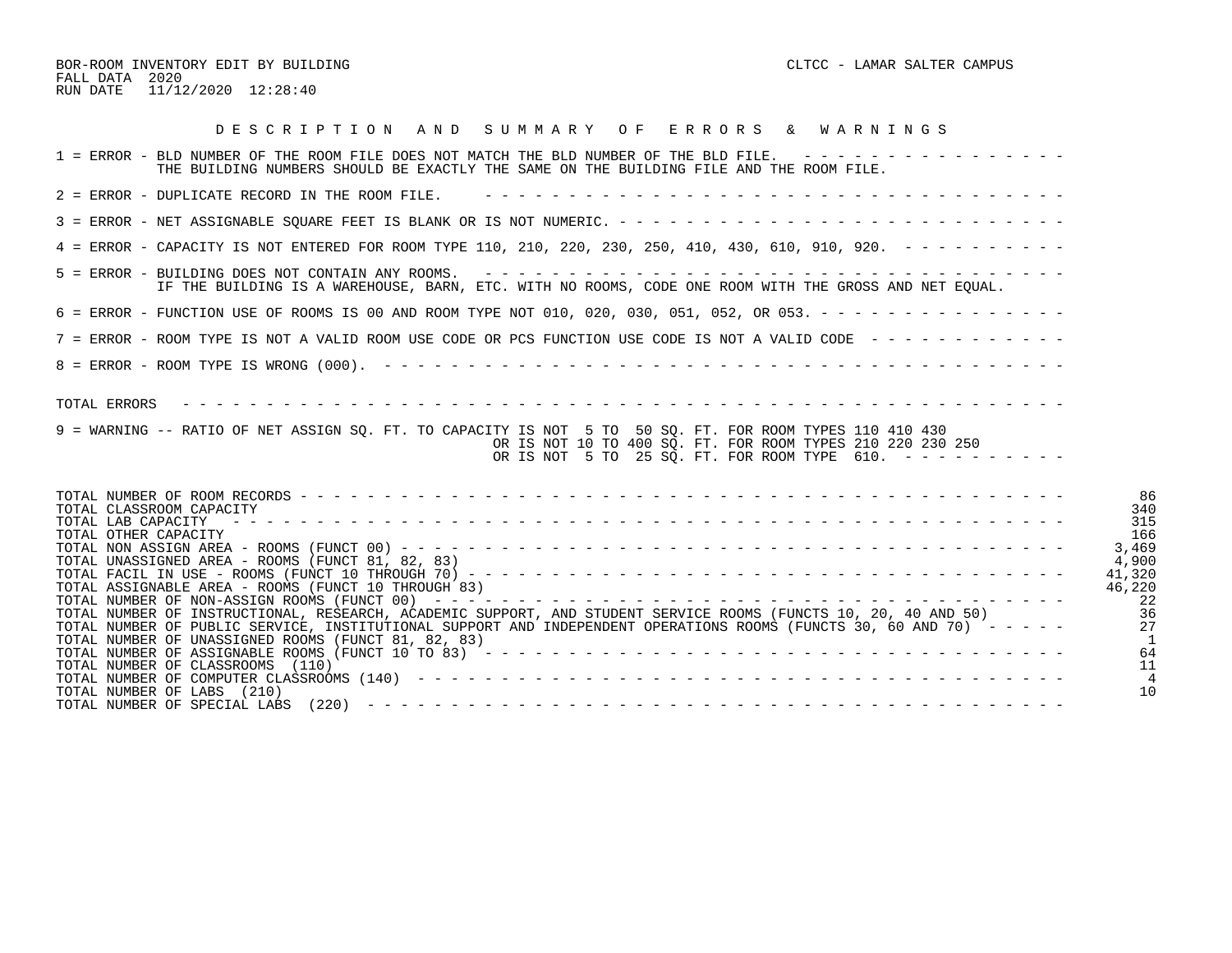BOR-ROOM INVENTORY EDIT BY BUILDING
FALL DATA 2020
RUN DATE 11/12/2020 12:28:40

CLTCC - LAMAR SALTER CAMPUS

## D E S C R I P T I O N   A N D   S U M M A R Y   O F   E R R O R S   &   W A R N I N G S

1 = ERROR - BLD NUMBER OF THE ROOM FILE DOES NOT MATCH THE BLD NUMBER OF THE BLD FILE.
THE BUILDING NUMBERS SHOULD BE EXACTLY THE SAME ON THE BUILDING FILE AND THE ROOM FILE.

2 = ERROR - DUPLICATE RECORD IN THE ROOM FILE.

3 = ERROR - NET ASSIGNABLE SQUARE FEET IS BLANK OR IS NOT NUMERIC.

4 = ERROR - CAPACITY IS NOT ENTERED FOR ROOM TYPE 110, 210, 220, 230, 250, 410, 430, 610, 910, 920.

5 = ERROR - BUILDING DOES NOT CONTAIN ANY ROOMS.
IF THE BUILDING IS A WAREHOUSE, BARN, ETC. WITH NO ROOMS, CODE ONE ROOM WITH THE GROSS AND NET EQUAL.

6 = ERROR - FUNCTION USE OF ROOMS IS 00 AND ROOM TYPE NOT 010, 020, 030, 051, 052, OR 053.

7 = ERROR - ROOM TYPE IS NOT A VALID ROOM USE CODE OR PCS FUNCTION USE CODE IS NOT A VALID CODE

8 = ERROR - ROOM TYPE IS WRONG (000).

TOTAL ERRORS

9 = WARNING -- RATIO OF NET ASSIGN SQ. FT. TO CAPACITY IS NOT 5 TO 50 SQ. FT. FOR ROOM TYPES 110 410 430
OR IS NOT 10 TO 400 SQ. FT. FOR ROOM TYPES 210 220 230 250
OR IS NOT 5 TO 25 SQ. FT. FOR ROOM TYPE 610.

| | |
|---|---|
| TOTAL NUMBER OF ROOM RECORDS | 86 |
| TOTAL CLASSROOM CAPACITY | 340 |
| TOTAL LAB CAPACITY | 315 |
| TOTAL OTHER CAPACITY | 166 |
| TOTAL NON ASSIGN AREA - ROOMS (FUNCT 00) | 3,469 |
| TOTAL UNASSIGNED AREA - ROOMS (FUNCT 81, 82, 83) | 4,900 |
| TOTAL FACIL IN USE - ROOMS (FUNCT 10 THROUGH 70) | 41,320 |
| TOTAL ASSIGNABLE AREA - ROOMS (FUNCT 10 THROUGH 83) | 46,220 |
| TOTAL NUMBER OF NON-ASSIGN ROOMS (FUNCT 00) | 22 |
| TOTAL NUMBER OF INSTRUCTIONAL, RESEARCH, ACADEMIC SUPPORT, AND STUDENT SERVICE ROOMS (FUNCTS 10, 20, 40 AND 50) | 36 |
| TOTAL NUMBER OF PUBLIC SERVICE, INSTITUTIONAL SUPPORT AND INDEPENDENT OPERATIONS ROOMS (FUNCTS 30, 60 AND 70) | 27 |
| TOTAL NUMBER OF UNASSIGNED ROOMS (FUNCT 81, 82, 83) | 1 |
| TOTAL NUMBER OF ASSIGNABLE ROOMS (FUNCT 10 TO 83) | 64 |
| TOTAL NUMBER OF CLASSROOMS (110) | 11 |
| TOTAL NUMBER OF COMPUTER CLASSROOMS (140) | 4 |
| TOTAL NUMBER OF LABS (210) | 10 |
| TOTAL NUMBER OF SPECIAL LABS (220) | |